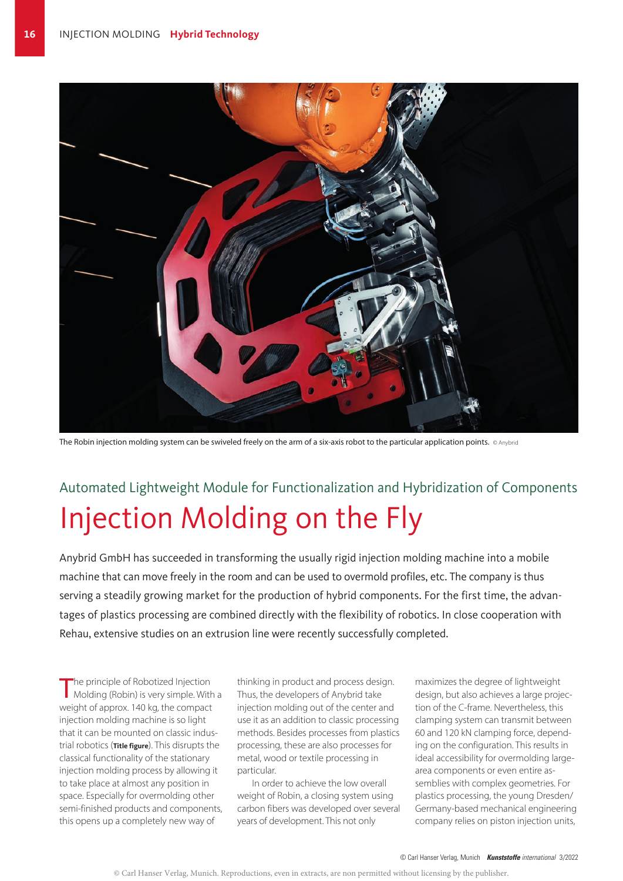The Robin injection molding system can be swiveled freely on the arm of a six-axis robot to the particular application points. © Anybrid

## Automated Lightweight Module for Functionalization and Hybridization of Components

# Injection Molding on the Fly

**Anybrid GmbH has succeeded in transforming the usually rigid injection molding machine into a mobile machine that can move freely in the room and can be used to overmold profiles, etc. The company is thus serving a steadily growing market for the production of hybrid components. For the first time, the advantages of plastics processing are combined directly with the flexibility of robotics. In close cooperation with Rehau, extensive studies on an extrusion line were recently successfully completed.**

The principle of Robotized Injection Molding (Robin) is very simple. With a weight of approx. 140 kg, the compact injection molding machine is so light that it can be mounted on classic industrial robotics (**Title figure**). This disrupts the classical functionality of the stationary injection molding process by allowing it to take place at almost any position in space. Especially for overmolding other semi-finished products and components, this opens up a completely new way of thinking in product and process design. Thus, the developers of Anybrid take injection molding out of the center and use it as an addition to classic processing methods. Besides processes from plastics processing, these are also processes for metal, wood or textile processing in particular.

In order to achieve the low overall weight of Robin, a closing system using carbon fibers was developed over several years of development. This not only maximizes the degree of lightweight design, but also achieves a large projection of the C-frame. Nevertheless, this clamping system can transmit between 60 and 120 kN clamping force, depending on the configuration. This results in ideal accessibility for overmolding large-area components or even entire assemblies with complex geometries. For plastics processing, the young Dresden/Germany-based mechanical engineering company relies on piston injection units,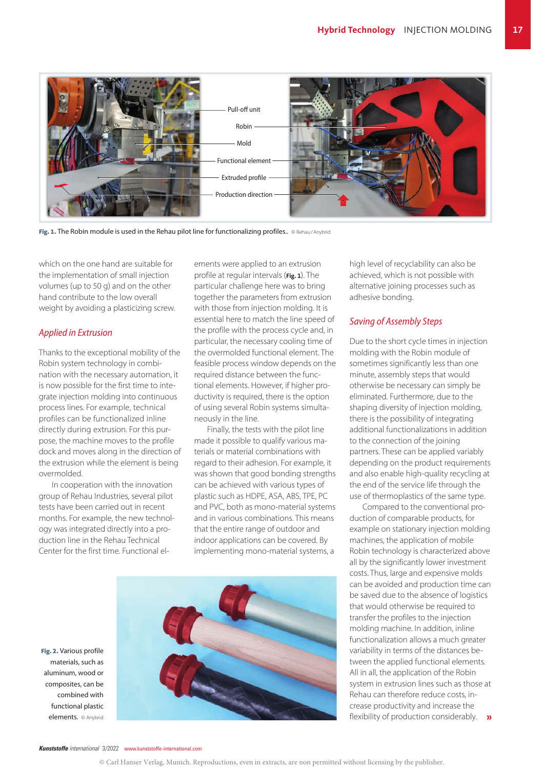Fig. 1. The Robin module is used in the Rehau pilot line for functionalizing profiles.. © Rehau/Anybrid

which on the one hand are suitable for the implementation of small injection volumes (up to 50 g) and on the other hand contribute to the low overall weight by avoiding a plasticizing screw.

## Applied in Extrusion

Thanks to the exceptional mobility of the Robin system technology in combination with the necessary automation, it is now possible for the first time to integrate injection molding into continuous process lines. For example, technical profiles can be functionalized inline directly during extrusion. For this purpose, the machine moves to the profile dock and moves along in the direction of the extrusion while the element is being overmolded.

In cooperation with the innovation group of Rehau Industries, several pilot tests have been carried out in recent months. For example, the new technology was integrated directly into a production line in the Rehau Technical Center for the first time. Functional elements were applied to an extrusion profile at regular intervals (**Fig. 1**). The particular challenge here was to bring together the parameters from extrusion with those from injection molding. It is essential here to match the line speed of the profile with the process cycle and, in particular, the necessary cooling time of the overmolded functional element. The feasible process window depends on the required distance between the functional elements. However, if higher productivity is required, there is the option of using several Robin systems simultaneously in the line.

Finally, the tests with the pilot line made it possible to qualify various materials or material combinations with regard to their adhesion. For example, it was shown that good bonding strengths can be achieved with various types of plastic such as HDPE, ASA, ABS, TPE, PC and PVC, both as mono-material systems and in various combinations. This means that the entire range of outdoor and indoor applications can be covered. By implementing mono-material systems, a high level of recyclability can also be achieved, which is not possible with alternative joining processes such as adhesive bonding.

Fig. 2. Various profile materials, such as aluminum, wood or composites, can be combined with functional plastic elements. © Anybrid

## Saving of Assembly Steps

Due to the short cycle times in injection molding with the Robin module of sometimes significantly less than one minute, assembly steps that would otherwise be necessary can simply be eliminated. Furthermore, due to the shaping diversity of injection molding, there is the possibility of integrating additional functionalizations in addition to the connection of the joining partners. These can be applied variably depending on the product requirements and also enable high-quality recycling at the end of the service life through the use of thermoplastics of the same type.

Compared to the conventional production of comparable products, for example on stationary injection molding machines, the application of mobile Robin technology is characterized above all by the significantly lower investment costs. Thus, large and expensive molds can be avoided and production time can be saved due to the absence of logistics that would otherwise be required to transfer the profiles to the injection molding machine. In addition, inline functionalization allows a much greater variability in terms of the distances between the applied functional elements. All in all, the application of the Robin system in extrusion lines such as those at Rehau can therefore reduce costs, increase productivity and increase the flexibility of production considerably. »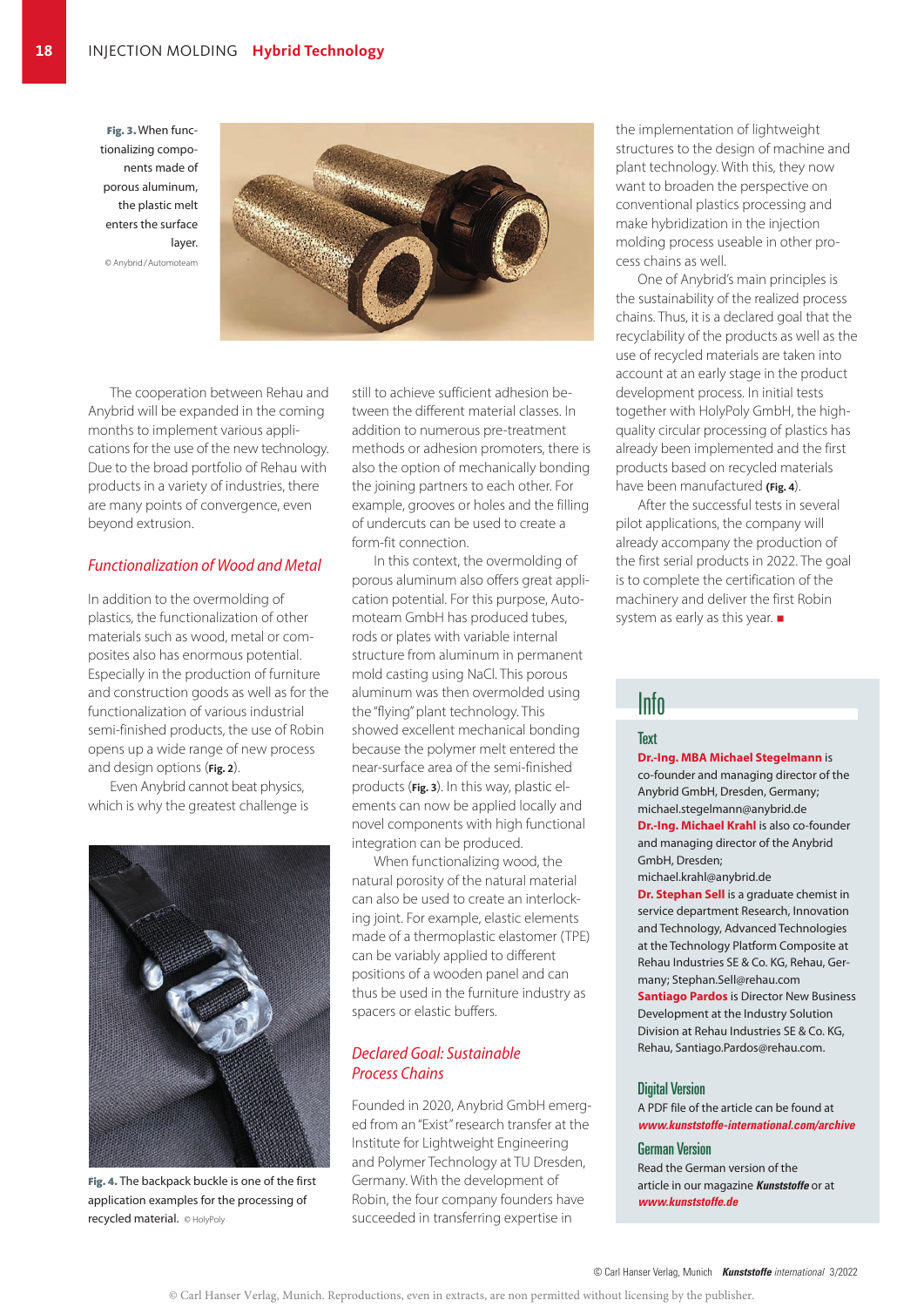Fig. 3. When functionalizing components made of porous aluminum, the plastic melt enters the surface layer. © Anybrid / Automoteam

The cooperation between Rehau and Anybrid will be expanded in the coming months to implement various applications for the use of the new technology. Due to the broad portfolio of Rehau with products in a variety of industries, there are many points of convergence, even beyond extrusion.

## Functionalization of Wood and Metal

In addition to the overmolding of plastics, the functionalization of other materials such as wood, metal or composites also has enormous potential. Especially in the production of furniture and construction goods as well as for the functionalization of various industrial semi-finished products, the use of Robin opens up a wide range of new process and design options (**Fig. 2**).

Even Anybrid cannot beat physics, which is why the greatest challenge is still to achieve sufficient adhesion between the different material classes. In addition to numerous pre-treatment methods or adhesion promoters, there is also the option of mechanically bonding the joining partners to each other. For example, grooves or holes and the filling of undercuts can be used to create a form-fit connection.

In this context, the overmolding of porous aluminum also offers great application potential. For this purpose, Automoteam GmbH has produced tubes, rods or plates with variable internal structure from aluminum in permanent mold casting using NaCl. This porous aluminum was then overmolded using the "flying" plant technology. This showed excellent mechanical bonding because the polymer melt entered the near-surface area of the semi-finished products (**Fig. 3**). In this way, plastic elements can now be applied locally and novel components with high functional integration can be produced.

When functionalizing wood, the natural porosity of the natural material can also be used to create an interlocking joint. For example, elastic elements made of a thermoplastic elastomer (TPE) can be variably applied to different positions of a wooden panel and can thus be used in the furniture industry as spacers or elastic buffers.

Fig. 4. The backpack buckle is one of the first application examples for the processing of recycled material. © HolyPoly

## Declared Goal: Sustainable Process Chains

Founded in 2020, Anybrid GmbH emerged from an "Exist" research transfer at the Institute for Lightweight Engineering and Polymer Technology at TU Dresden, Germany. With the development of Robin, the four company founders have succeeded in transferring expertise in the implementation of lightweight structures to the design of machine and plant technology. With this, they now want to broaden the perspective on conventional plastics processing and make hybridization in the injection molding process useable in other process chains as well.

One of Anybrid's main principles is the sustainability of the realized process chains. Thus, it is a declared goal that the recyclability of the products as well as the use of recycled materials are taken into account at an early stage in the product development process. In initial tests together with HolyPoly GmbH, the high-quality circular processing of plastics has already been implemented and the first products based on recycled materials have been manufactured (**Fig. 4**).

After the successful tests in several pilot applications, the company will already accompany the production of the first serial products in 2022. The goal is to complete the certification of the machinery and deliver the first Robin system as early as this year. ■

## Info

### Text

**Dr.-Ing. MBA Michael Stegelmann** is co-founder and managing director of the Anybrid GmbH, Dresden, Germany; michael.stegelmann@anybrid.de

**Dr.-Ing. Michael Krahl** is also co-founder and managing director of the Anybrid GmbH, Dresden; michael.krahl@anybrid.de

**Dr. Stephan Sell** is a graduate chemist in service department Research, Innovation and Technology, Advanced Technologies at the Technology Platform Composite at Rehau Industries SE & Co. KG, Rehau, Germany; Stephan.Sell@rehau.com

**Santiago Pardos** is Director New Business Development at the Industry Solution Division at Rehau Industries SE & Co. KG, Rehau, Santiago.Pardos@rehau.com.

### Digital Version

A PDF file of the article can be found at ***www.kunststoffe-international.com/archive***

### German Version

Read the German version of the article in our magazine ***Kunststoffe*** or at ***www.kunststoffe.de***